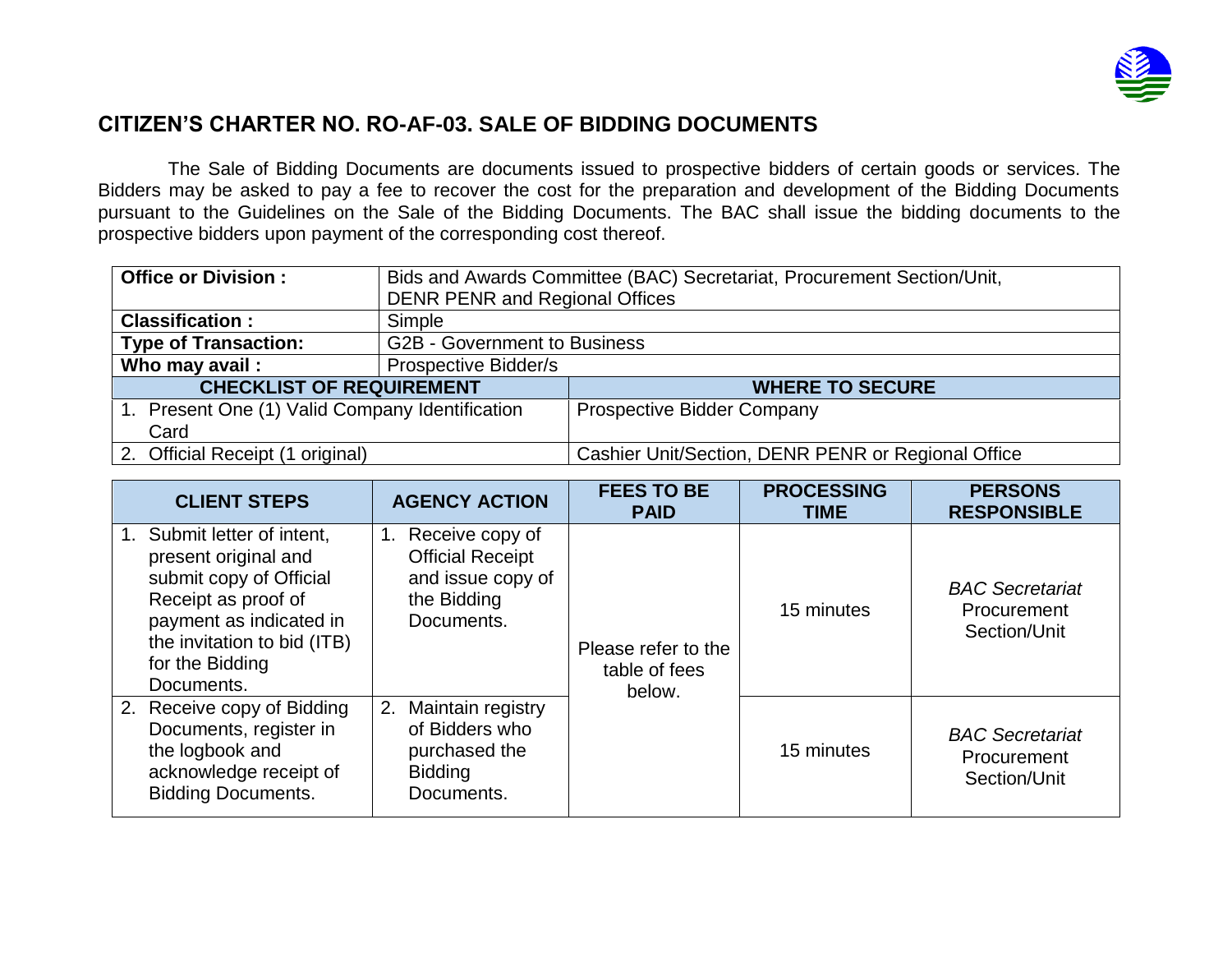## CITIZEN'S CHARTER NO. RO-AF-03. SALE OF BIDDING DOCUMENTS

The Sale of Bidding Documents are documents issued to prospective bidders of certain goods or services. The Bidders may be asked to pay a fee to recover the cost for the preparation and development of the Bidding Documents pursuant to the Guidelines on the Sale of the Bidding Documents. The BAC shall issue the bidding documents to the prospective bidders upon payment of the corresponding cost thereof.

| **Office or Division :** | Bids and Awards Committee (BAC) Secretariat, Procurement Section/Unit, DENR PENR and Regional Offices |
|---|---|
| **Classification :** | Simple |
| **Type of Transaction:** | G2B - Government to Business |
| **Who may avail :** | Prospective Bidder/s |

| **CHECKLIST OF REQUIREMENT** | **WHERE TO SECURE** |
|---|---|
| 1. Present One (1) Valid Company Identification Card | Prospective Bidder Company |
| 2. Official Receipt (1 original) | Cashier Unit/Section, DENR PENR or Regional Office |

| **CLIENT STEPS** | **AGENCY ACTION** | **FEES TO BE PAID** | **PROCESSING TIME** | **PERSONS RESPONSIBLE** |
|---|---|---|---|---|
| 1. Submit letter of intent, present original and submit copy of Official Receipt as proof of payment as indicated in the invitation to bid (ITB) for the Bidding Documents. | 1. Receive copy of Official Receipt and issue copy of the Bidding Documents. | Please refer to the table of fees below. | 15 minutes | *BAC Secretariat* Procurement Section/Unit |
| 2. Receive copy of Bidding Documents, register in the logbook and acknowledge receipt of Bidding Documents. | 2. Maintain registry of Bidders who purchased the Bidding Documents. | | 15 minutes | *BAC Secretariat* Procurement Section/Unit |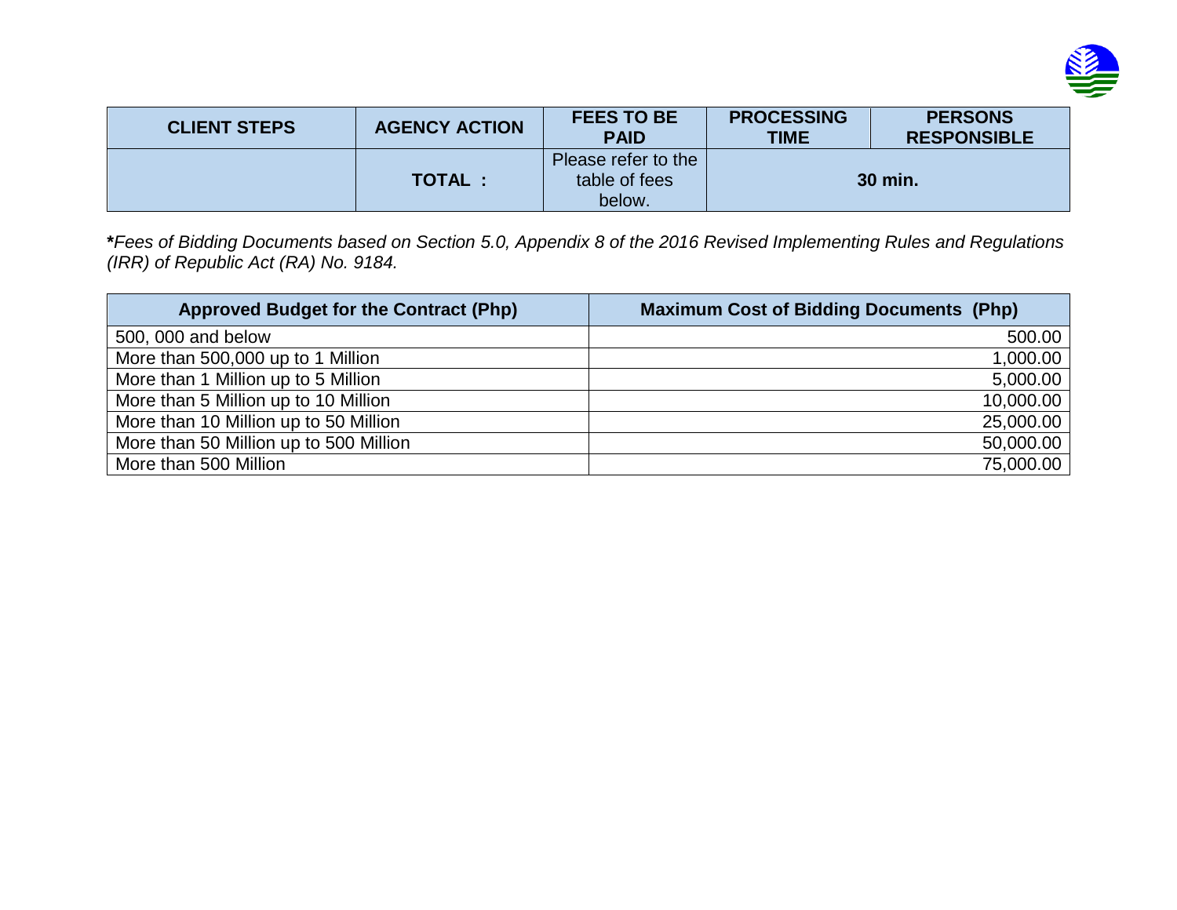| CLIENT STEPS | AGENCY ACTION | FEES TO BE PAID | PROCESSING TIME | PERSONS RESPONSIBLE |
|---|---|---|---|---|
| | **TOTAL :** | Please refer to the table of fees below. | **30 min.** | |

***Fees of Bidding Documents based on Section 5.0, Appendix 8 of the 2016 Revised Implementing Rules and Regulations (IRR) of Republic Act (RA) No. 9184.***

| Approved Budget for the Contract (Php) | Maximum Cost of Bidding Documents (Php) |
|---|---|
| 500, 000 and below | 500.00 |
| More than 500,000 up to 1 Million | 1,000.00 |
| More than 1 Million up to 5 Million | 5,000.00 |
| More than 5 Million up to 10 Million | 10,000.00 |
| More than 10 Million up to 50 Million | 25,000.00 |
| More than 50 Million up to 500 Million | 50,000.00 |
| More than 500 Million | 75,000.00 |